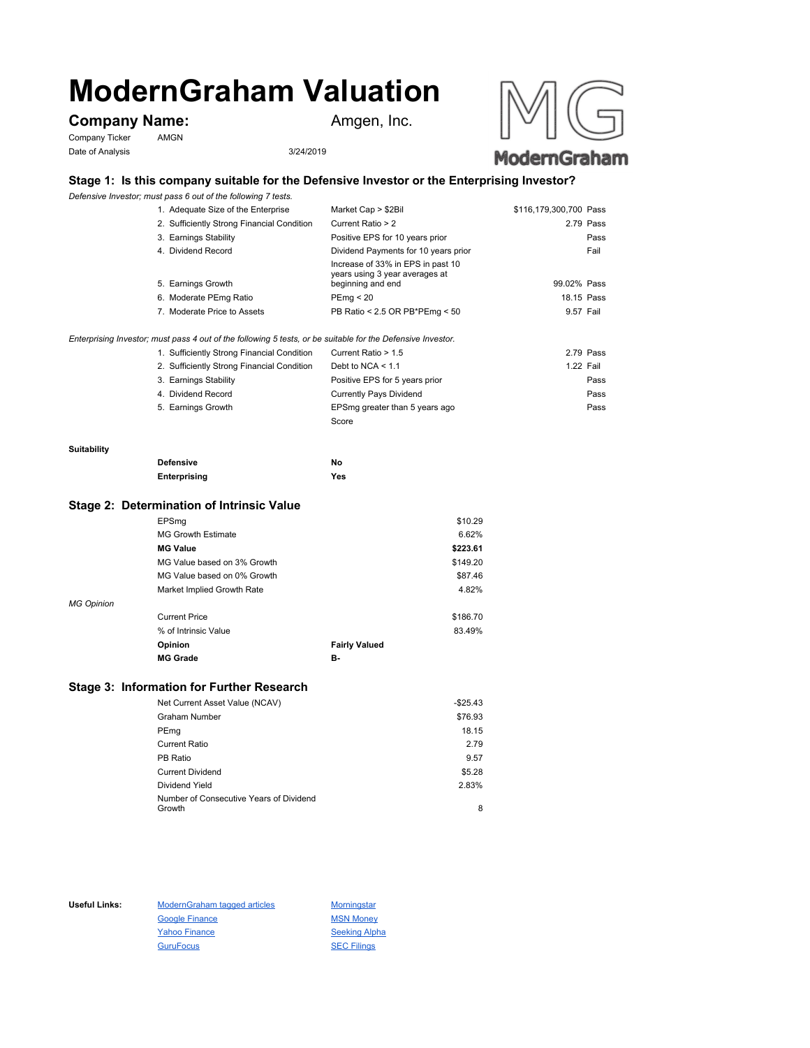# ModernGraham Valuation

**Company Name:** Amgen, Inc.

Company Ticker: AMGN

Date of Analysis: 3/24/2019

## Stage 1: Is this company suitable for the Defensive Investor or the Enterprising Investor?

*Defensive Investor; must pass 6 out of the following 7 tests.*

| Test | Criteria | Value | Result |
|---|---|---|---|
| 1. Adequate Size of the Enterprise | Market Cap > $2Bil | $116,179,300,700 | Pass |
| 2. Sufficiently Strong Financial Condition | Current Ratio > 2 | 2.79 | Pass |
| 3. Earnings Stability | Positive EPS for 10 years prior | | Pass |
| 4. Dividend Record | Dividend Payments for 10 years prior | | Fail |
| 5. Earnings Growth | Increase of 33% in EPS in past 10 years using 3 year averages at beginning and end | 99.02% | Pass |
| 6. Moderate PEmg Ratio | PEmg < 20 | 18.15 | Pass |
| 7. Moderate Price to Assets | PB Ratio < 2.5 OR PB*PEmg < 50 | 9.57 | Fail |

*Enterprising Investor; must pass 4 out of the following 5 tests, or be suitable for the Defensive Investor.*

| Test | Criteria | Value | Result |
|---|---|---|---|
| 1. Sufficiently Strong Financial Condition | Current Ratio > 1.5 | 2.79 | Pass |
| 2. Sufficiently Strong Financial Condition | Debt to NCA < 1.1 | 1.22 | Fail |
| 3. Earnings Stability | Positive EPS for 5 years prior | | Pass |
| 4. Dividend Record | Currently Pays Dividend | | Pass |
| 5. Earnings Growth | EPSmg greater than 5 years ago | | Pass |
| | Score | | |

**Suitability**

| | |
|---|---|
| **Defensive** | No |
| **Enterprising** | Yes |

## Stage 2: Determination of Intrinsic Value

| | |
|---|---|
| EPSmg | $10.29 |
| MG Growth Estimate | 6.62% |
| **MG Value** | **$223.61** |
| MG Value based on 3% Growth | $149.20 |
| MG Value based on 0% Growth | $87.46 |
| Market Implied Growth Rate | 4.82% |

*MG Opinion*

| | |
|---|---|
| Current Price | $186.70 |
| % of Intrinsic Value | 83.49% |
| **Opinion** | **Fairly Valued** |
| **MG Grade** | **B-** |

## Stage 3: Information for Further Research

| | |
|---|---|
| Net Current Asset Value (NCAV) | -$25.43 |
| Graham Number | $76.93 |
| PEmg | 18.15 |
| Current Ratio | 2.79 |
| PB Ratio | 9.57 |
| Current Dividend | $5.28 |
| Dividend Yield | 2.83% |
| Number of Consecutive Years of Dividend Growth | 8 |

**Useful Links:**

- ModernGraham tagged articles
- Google Finance
- Yahoo Finance
- GuruFocus
- Morningstar
- MSN Money
- Seeking Alpha
- SEC Filings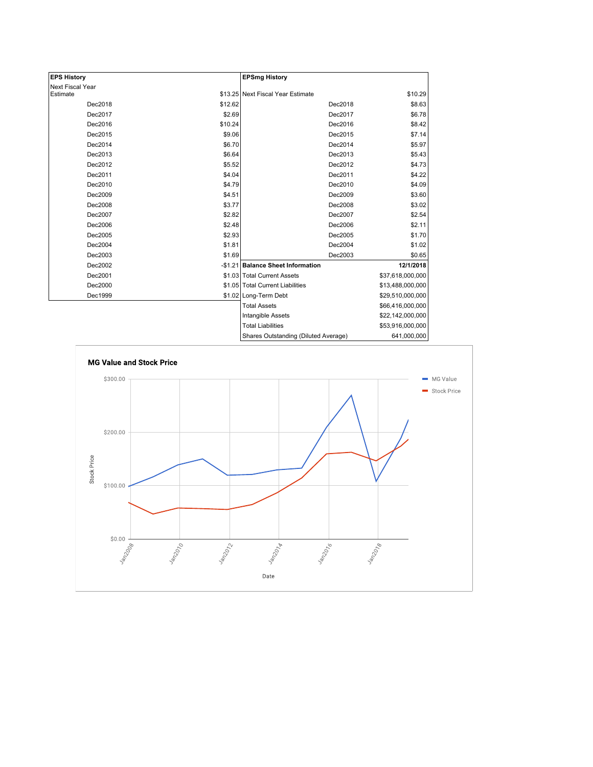| EPS History | |
|---|---|
| Next Fiscal Year Estimate | $13.25 |
| Dec2018 | $12.62 |
| Dec2017 | $2.69 |
| Dec2016 | $10.24 |
| Dec2015 | $9.06 |
| Dec2014 | $6.70 |
| Dec2013 | $6.64 |
| Dec2012 | $5.52 |
| Dec2011 | $4.04 |
| Dec2010 | $4.79 |
| Dec2009 | $4.51 |
| Dec2008 | $3.77 |
| Dec2007 | $2.82 |
| Dec2006 | $2.48 |
| Dec2005 | $2.93 |
| Dec2004 | $1.81 |
| Dec2003 | $1.69 |
| Dec2002 | -$1.21 |
| Dec2001 | $1.03 |
| Dec2000 | $1.05 |
| Dec1999 | $1.02 |

| EPSmg History | |
|---|---|
| Next Fiscal Year Estimate | $10.29 |
| Dec2018 | $8.63 |
| Dec2017 | $6.78 |
| Dec2016 | $8.42 |
| Dec2015 | $7.14 |
| Dec2014 | $5.97 |
| Dec2013 | $5.43 |
| Dec2012 | $4.73 |
| Dec2011 | $4.22 |
| Dec2010 | $4.09 |
| Dec2009 | $3.60 |
| Dec2008 | $3.02 |
| Dec2007 | $2.54 |
| Dec2006 | $2.11 |
| Dec2005 | $1.70 |
| Dec2004 | $1.02 |
| Dec2003 | $0.65 |

| Balance Sheet Information | 12/1/2018 |
|---|---|
| Total Current Assets | $37,618,000,000 |
| Total Current Liabilities | $13,488,000,000 |
| Long-Term Debt | $29,510,000,000 |
| Total Assets | $66,416,000,000 |
| Intangible Assets | $22,142,000,000 |
| Total Liabilities | $53,916,000,000 |
| Shares Outstanding (Diluted Average) | 641,000,000 |

**MG Value and Stock Price**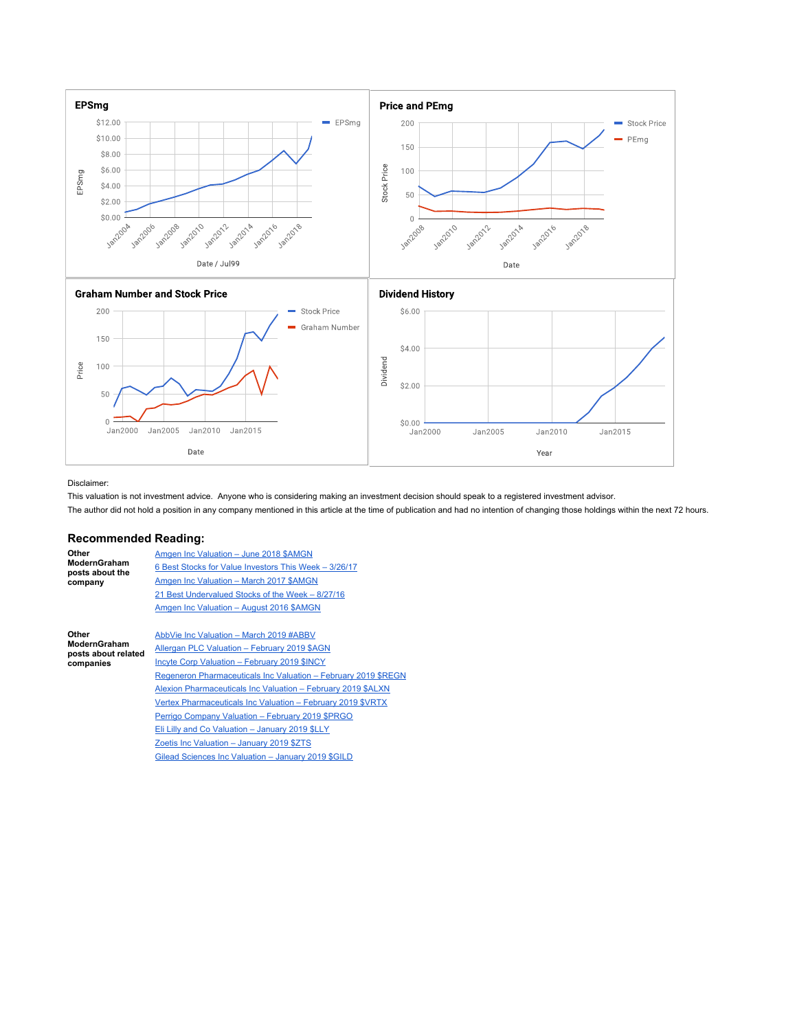## EPSmg

$12.00
$10.00
$8.00
$6.00
$4.00
$2.00
$0.00

EPSmg

Jan2004 Jan2006 Jan2008 Jan2010 Jan2012 Jan2014 Jan2016 Jan2018

Date / Jul99

EPSmg

## Price and PEmg

200
150
100
50
0

Stock Price

Jan2008 Jan2010 Jan2012 Jan2014 Jan2016 Jan2018

Date

Stock Price
PEmg

## Graham Number and Stock Price

200
150
100
50
0

Price

Jan2000 Jan2005 Jan2010 Jan2015

Date

Stock Price
Graham Number

## Dividend History

$6.00
$4.00
$2.00
$0.00

Dividend

Jan2000 Jan2005 Jan2010 Jan2015

Year

Disclaimer:

This valuation is not investment advice. Anyone who is considering making an investment decision should speak to a registered investment advisor.

The author did not hold a position in any company mentioned in this article at the time of publication and had no intention of changing those holdings within the next 72 hours.

## Recommended Reading:

**Other ModernGraham posts about the company**

- Amgen Inc Valuation – June 2018 $AMGN
- 6 Best Stocks for Value Investors This Week – 3/26/17
- Amgen Inc Valuation – March 2017 $AMGN
- 21 Best Undervalued Stocks of the Week – 8/27/16
- Amgen Inc Valuation – August 2016 $AMGN

**Other ModernGraham posts about related companies**

- AbbVie Inc Valuation – March 2019 #ABBV
- Allergan PLC Valuation – February 2019 $AGN
- Incyte Corp Valuation – February 2019 $INCY
- Regeneron Pharmaceuticals Inc Valuation – February 2019 $REGN
- Alexion Pharmaceuticals Inc Valuation – February 2019 $ALXN
- Vertex Pharmaceuticals Inc Valuation – February 2019 $VRTX
- Perrigo Company Valuation – February 2019 $PRGO
- Eli Lilly and Co Valuation – January 2019 $LLY
- Zoetis Inc Valuation – January 2019 $ZTS
- Gilead Sciences Inc Valuation – January 2019 $GILD